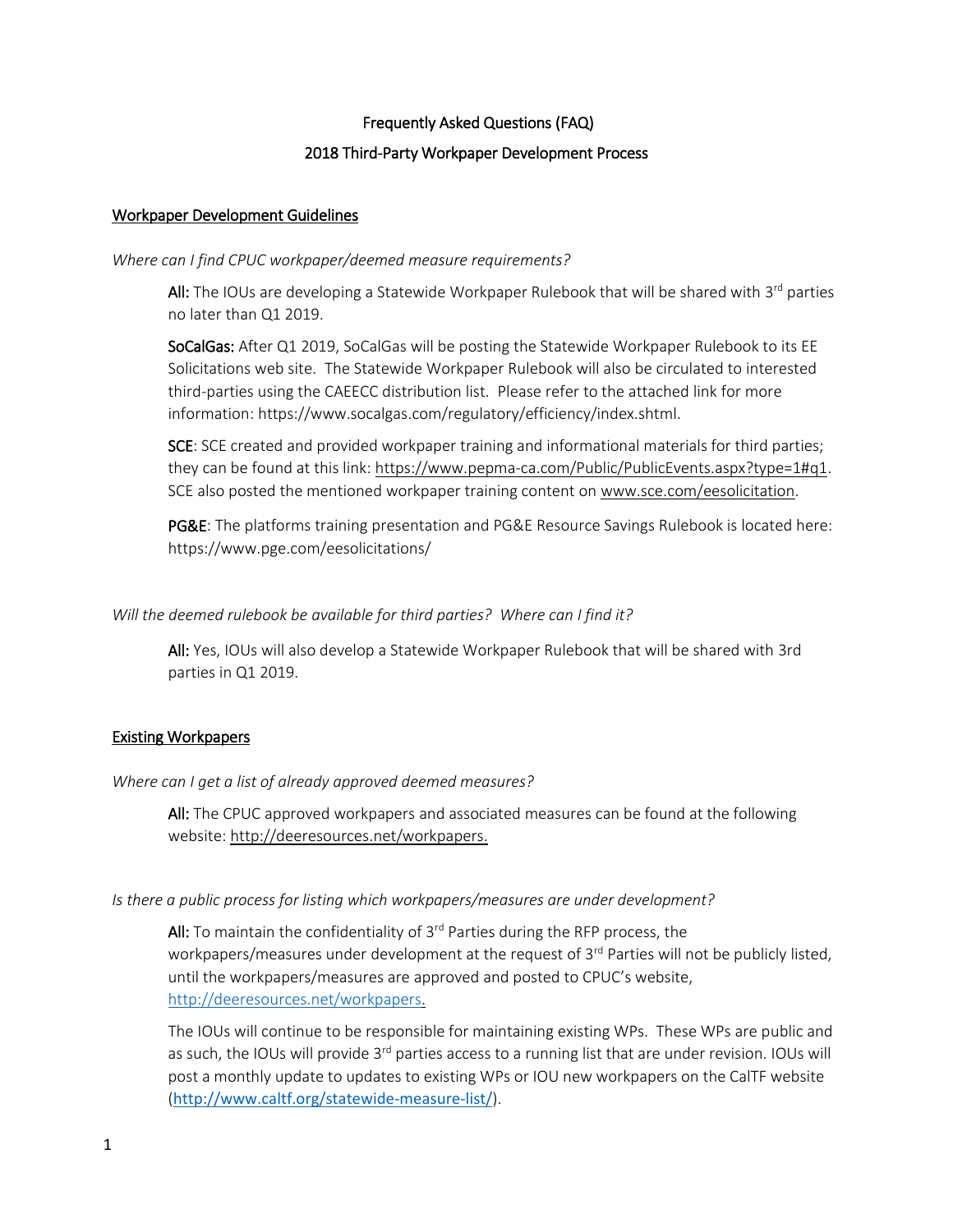# Frequently Asked Questions (FAQ)

## 2018 Third-Party Workpaper Development Process

### Workpaper Development Guidelines

*Where can I find CPUC workpaper/deemed measure requirements?*

**All:** The IOUs are developing a Statewide Workpaper Rulebook that will be shared with 3rd parties no later than Q1 2019.

**SoCalGas:** After Q1 2019, SoCalGas will be posting the Statewide Workpaper Rulebook to its EE Solicitations web site. The Statewide Workpaper Rulebook will also be circulated to interested third-parties using the CAEECC distribution list. Please refer to the attached link for more information: https://www.socalgas.com/regulatory/efficiency/index.shtml.

**SCE**: SCE created and provided workpaper training and informational materials for third parties; they can be found at this link: https://www.pepma-ca.com/Public/PublicEvents.aspx?type=1#q1. SCE also posted the mentioned workpaper training content on www.sce.com/eesolicitation.

**PG&E**: The platforms training presentation and PG&E Resource Savings Rulebook is located here: https://www.pge.com/eesolicitations/

*Will the deemed rulebook be available for third parties? Where can I find it?*

**All:** Yes, IOUs will also develop a Statewide Workpaper Rulebook that will be shared with 3rd parties in Q1 2019.

### Existing Workpapers

*Where can I get a list of already approved deemed measures?*

**All:** The CPUC approved workpapers and associated measures can be found at the following website: http://deeresources.net/workpapers.

*Is there a public process for listing which workpapers/measures are under development?*

**All:** To maintain the confidentiality of 3rd Parties during the RFP process, the workpapers/measures under development at the request of 3rd Parties will not be publicly listed, until the workpapers/measures are approved and posted to CPUC's website, http://deeresources.net/workpapers.

The IOUs will continue to be responsible for maintaining existing WPs. These WPs are public and as such, the IOUs will provide 3rd parties access to a running list that are under revision. IOUs will post a monthly update to updates to existing WPs or IOU new workpapers on the CalTF website (http://www.caltf.org/statewide-measure-list/).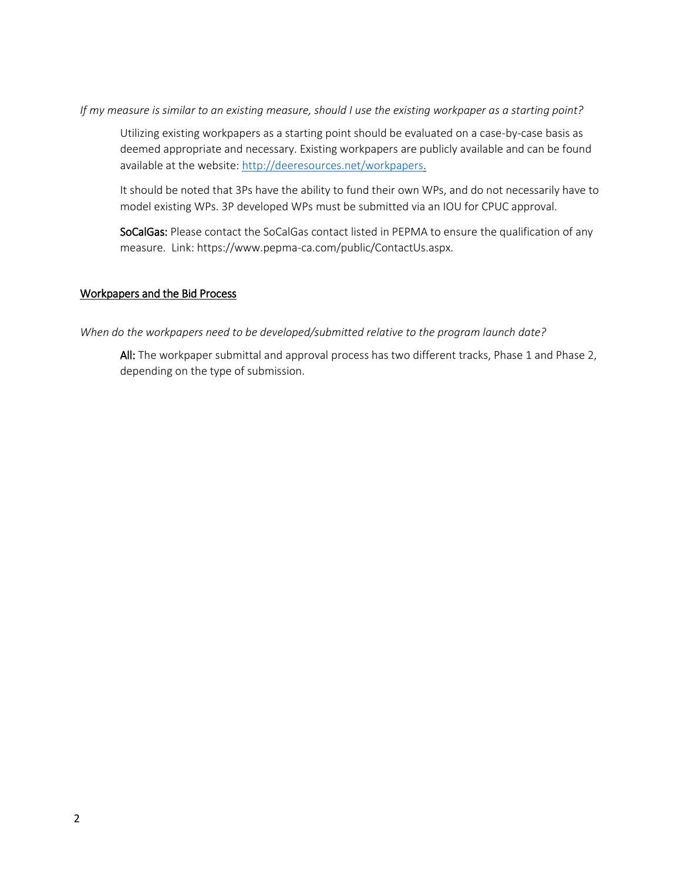*If my measure is similar to an existing measure, should I use the existing workpaper as a starting point?*

Utilizing existing workpapers as a starting point should be evaluated on a case-by-case basis as deemed appropriate and necessary. Existing workpapers are publicly available and can be found available at the website: [http://deeresources.net/workpapers](http://deeresources.net/workpapers).

It should be noted that 3Ps have the ability to fund their own WPs, and do not necessarily have to model existing WPs. 3P developed WPs must be submitted via an IOU for CPUC approval.

**SoCalGas:** Please contact the SoCalGas contact listed in PEPMA to ensure the qualification of any measure. Link: https://www.pepma-ca.com/public/ContactUs.aspx.

## Workpapers and the Bid Process

*When do the workpapers need to be developed/submitted relative to the program launch date?*

**All:** The workpaper submittal and approval process has two different tracks, Phase 1 and Phase 2, depending on the type of submission.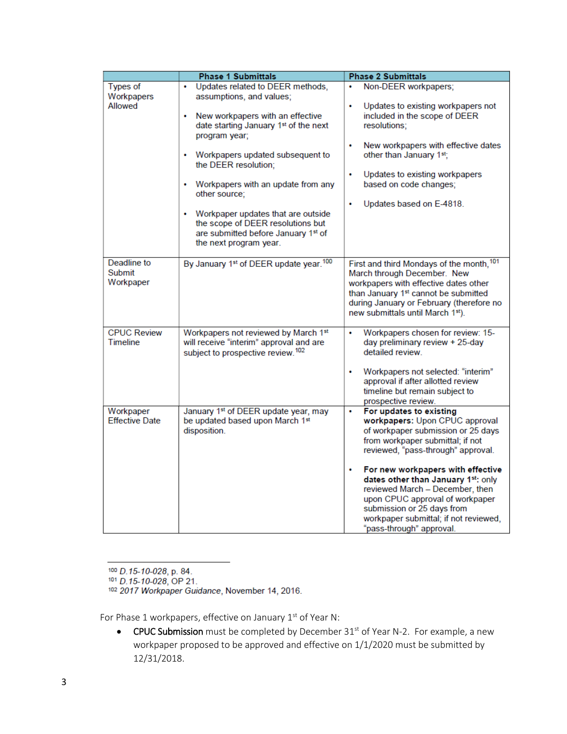| | Phase 1 Submittals | Phase 2 Submittals |
|---|---|---|
| Types of Workpapers Allowed | • Updates related to DEER methods, assumptions, and values;<br>• New workpapers with an effective date starting January 1st of the next program year;<br>• Workpapers updated subsequent to the DEER resolution;<br>• Workpapers with an update from any other source;<br>• Workpaper updates that are outside the scope of DEER resolutions but are submitted before January 1st of the next program year. | • Non-DEER workpapers;<br>• Updates to existing workpapers not included in the scope of DEER resolutions;<br>• New workpapers with effective dates other than January 1st;<br>• Updates to existing workpapers based on code changes;<br>• Updates based on E-4818. |
| Deadline to Submit Workpaper | By January 1st of DEER update year.[100] | First and third Mondays of the month,[101] March through December. New workpapers with effective dates other than January 1st cannot be submitted during January or February (therefore no new submittals until March 1st). |
| CPUC Review Timeline | Workpapers not reviewed by March 1st will receive "interim" approval and are subject to prospective review.[102] | • Workpapers chosen for review: 15-day preliminary review + 25-day detailed review.<br>• Workpapers not selected: "interim" approval if after allotted review timeline but remain subject to prospective review. |
| Workpaper Effective Date | January 1st of DEER update year, may be updated based upon March 1st disposition. | • **For updates to existing workpapers:** Upon CPUC approval of workpaper submission or 25 days from workpaper submittal; if not reviewed, "pass-through" approval.<br>• **For new workpapers with effective dates other than January 1st:** only reviewed March – December, then upon CPUC approval of workpaper submission or 25 days from workpaper submittal; if not reviewed, "pass-through" approval. |

[100] *D.15-10-028*, p. 84.
[101] *D.15-10-028*, OP 21.
[102] *2017 Workpaper Guidance*, November 14, 2016.

For Phase 1 workpapers, effective on January 1st of Year N:

- CPUC Submission must be completed by December 31st of Year N-2. For example, a new workpaper proposed to be approved and effective on 1/1/2020 must be submitted by 12/31/2018.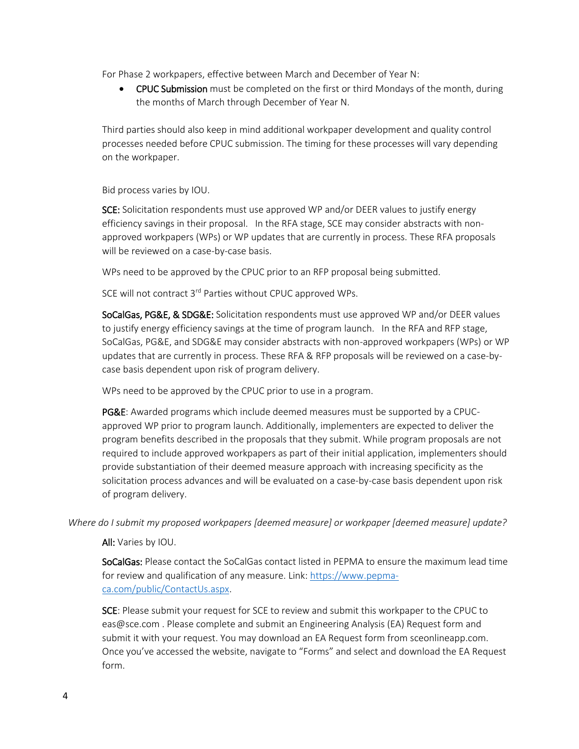For Phase 2 workpapers, effective between March and December of Year N:

- **CPUC Submission** must be completed on the first or third Mondays of the month, during the months of March through December of Year N.

Third parties should also keep in mind additional workpaper development and quality control processes needed before CPUC submission. The timing for these processes will vary depending on the workpaper.

Bid process varies by IOU.

**SCE:** Solicitation respondents must use approved WP and/or DEER values to justify energy efficiency savings in their proposal. In the RFA stage, SCE may consider abstracts with non-approved workpapers (WPs) or WP updates that are currently in process. These RFA proposals will be reviewed on a case-by-case basis.

WPs need to be approved by the CPUC prior to an RFP proposal being submitted.

SCE will not contract 3rd Parties without CPUC approved WPs.

**SoCalGas, PG&E, & SDG&E:** Solicitation respondents must use approved WP and/or DEER values to justify energy efficiency savings at the time of program launch. In the RFA and RFP stage, SoCalGas, PG&E, and SDG&E may consider abstracts with non-approved workpapers (WPs) or WP updates that are currently in process. These RFA & RFP proposals will be reviewed on a case-by-case basis dependent upon risk of program delivery.

WPs need to be approved by the CPUC prior to use in a program.

**PG&E**: Awarded programs which include deemed measures must be supported by a CPUC-approved WP prior to program launch. Additionally, implementers are expected to deliver the program benefits described in the proposals that they submit. While program proposals are not required to include approved workpapers as part of their initial application, implementers should provide substantiation of their deemed measure approach with increasing specificity as the solicitation process advances and will be evaluated on a case-by-case basis dependent upon risk of program delivery.

*Where do I submit my proposed workpapers [deemed measure] or workpaper [deemed measure] update?*

**All:** Varies by IOU.

**SoCalGas:** Please contact the SoCalGas contact listed in PEPMA to ensure the maximum lead time for review and qualification of any measure. Link: https://www.pepma-ca.com/public/ContactUs.aspx.

**SCE**: Please submit your request for SCE to review and submit this workpaper to the CPUC to eas@sce.com . Please complete and submit an Engineering Analysis (EA) Request form and submit it with your request. You may download an EA Request form from sceonlineapp.com. Once you've accessed the website, navigate to "Forms" and select and download the EA Request form.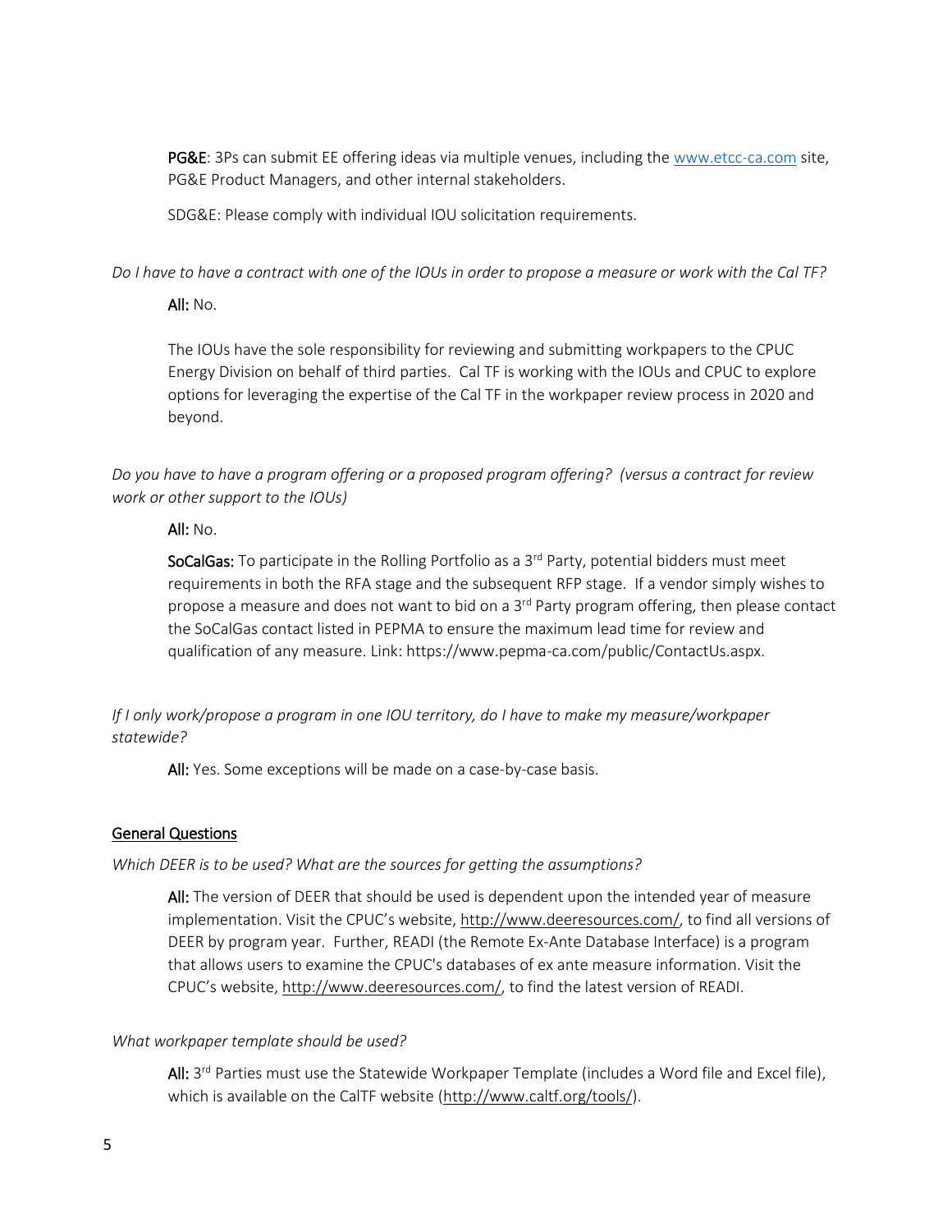**PG&E**: 3Ps can submit EE offering ideas via multiple venues, including the www.etcc-ca.com site, PG&E Product Managers, and other internal stakeholders.

SDG&E: Please comply with individual IOU solicitation requirements.

*Do I have to have a contract with one of the IOUs in order to propose a measure or work with the Cal TF?*

**All:** No.

The IOUs have the sole responsibility for reviewing and submitting workpapers to the CPUC Energy Division on behalf of third parties. Cal TF is working with the IOUs and CPUC to explore options for leveraging the expertise of the Cal TF in the workpaper review process in 2020 and beyond.

*Do you have to have a program offering or a proposed program offering? (versus a contract for review work or other support to the IOUs)*

**All:** No.

**SoCalGas:** To participate in the Rolling Portfolio as a 3rd Party, potential bidders must meet requirements in both the RFA stage and the subsequent RFP stage. If a vendor simply wishes to propose a measure and does not want to bid on a 3rd Party program offering, then please contact the SoCalGas contact listed in PEPMA to ensure the maximum lead time for review and qualification of any measure. Link: https://www.pepma-ca.com/public/ContactUs.aspx.

*If I only work/propose a program in one IOU territory, do I have to make my measure/workpaper statewide?*

**All:** Yes. Some exceptions will be made on a case-by-case basis.

## General Questions

*Which DEER is to be used? What are the sources for getting the assumptions?*

**All:** The version of DEER that should be used is dependent upon the intended year of measure implementation. Visit the CPUC's website, http://www.deeresources.com/, to find all versions of DEER by program year. Further, READI (the Remote Ex-Ante Database Interface) is a program that allows users to examine the CPUC's databases of ex ante measure information. Visit the CPUC's website, http://www.deeresources.com/, to find the latest version of READI.

*What workpaper template should be used?*

**All:** 3rd Parties must use the Statewide Workpaper Template (includes a Word file and Excel file), which is available on the CalTF website (http://www.caltf.org/tools/).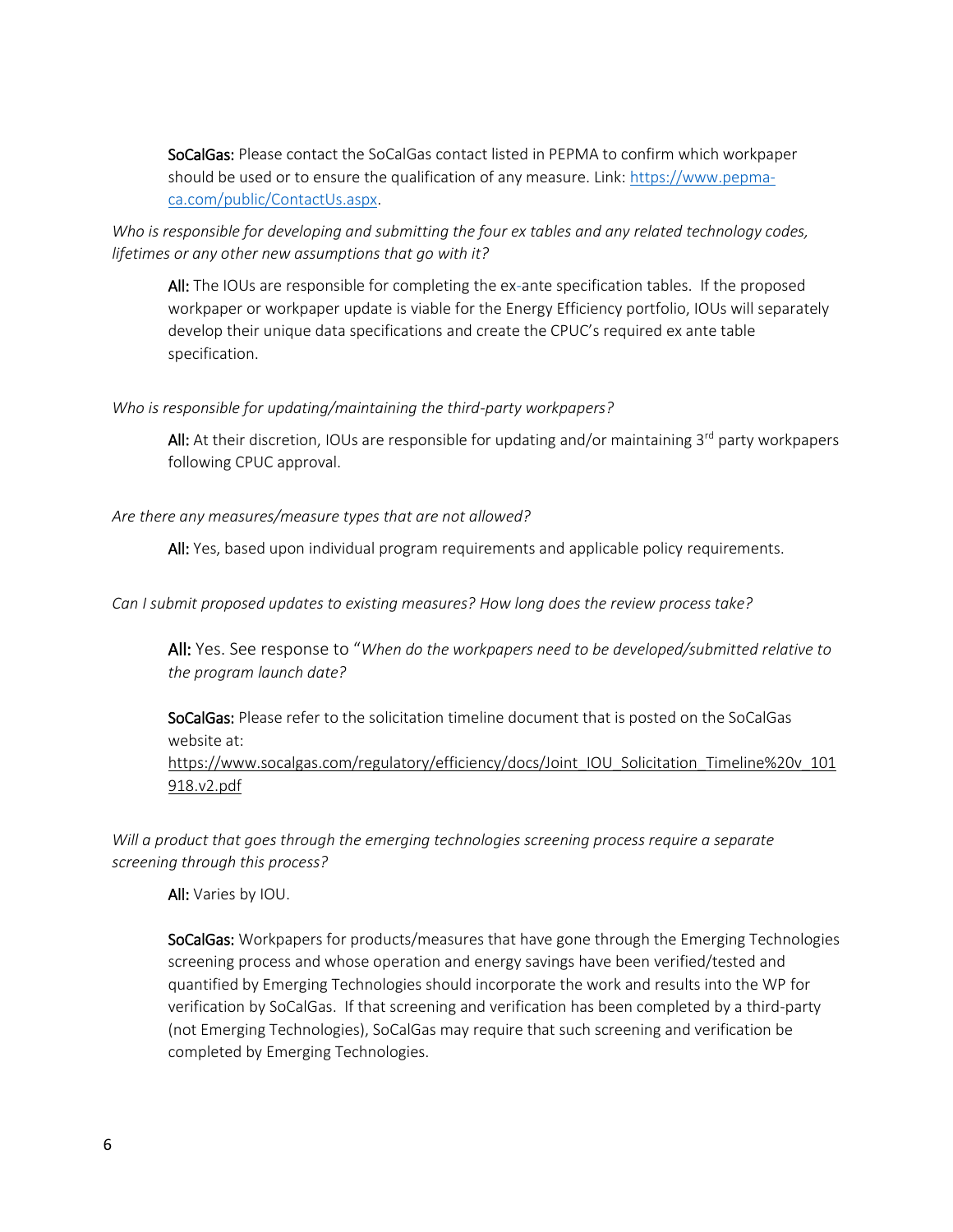**SoCalGas:** Please contact the SoCalGas contact listed in PEPMA to confirm which workpaper should be used or to ensure the qualification of any measure. Link: https://www.pepma-ca.com/public/ContactUs.aspx.

*Who is responsible for developing and submitting the four ex tables and any related technology codes, lifetimes or any other new assumptions that go with it?*

**All:** The IOUs are responsible for completing the ex-ante specification tables. If the proposed workpaper or workpaper update is viable for the Energy Efficiency portfolio, IOUs will separately develop their unique data specifications and create the CPUC's required ex ante table specification.

*Who is responsible for updating/maintaining the third-party workpapers?*

**All:** At their discretion, IOUs are responsible for updating and/or maintaining 3rd party workpapers following CPUC approval.

*Are there any measures/measure types that are not allowed?*

**All:** Yes, based upon individual program requirements and applicable policy requirements.

*Can I submit proposed updates to existing measures? How long does the review process take?*

**All:** Yes. See response to "*When do the workpapers need to be developed/submitted relative to the program launch date?*

**SoCalGas:** Please refer to the solicitation timeline document that is posted on the SoCalGas website at: https://www.socalgas.com/regulatory/efficiency/docs/Joint_IOU_Solicitation_Timeline%20v_101918.v2.pdf

*Will a product that goes through the emerging technologies screening process require a separate screening through this process?*

**All:** Varies by IOU.

**SoCalGas:** Workpapers for products/measures that have gone through the Emerging Technologies screening process and whose operation and energy savings have been verified/tested and quantified by Emerging Technologies should incorporate the work and results into the WP for verification by SoCalGas. If that screening and verification has been completed by a third-party (not Emerging Technologies), SoCalGas may require that such screening and verification be completed by Emerging Technologies.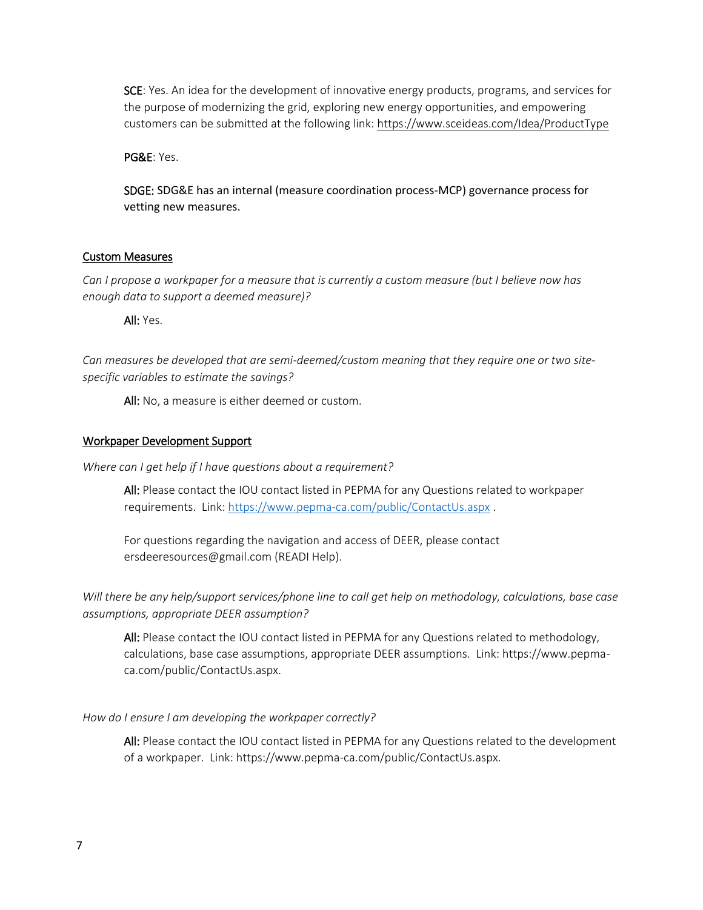SCE: Yes. An idea for the development of innovative energy products, programs, and services for the purpose of modernizing the grid, exploring new energy opportunities, and empowering customers can be submitted at the following link: https://www.sceideas.com/Idea/ProductType

PG&E: Yes.

SDGE: SDG&E has an internal (measure coordination process-MCP) governance process for vetting new measures.

## Custom Measures

*Can I propose a workpaper for a measure that is currently a custom measure (but I believe now has enough data to support a deemed measure)?*

All: Yes.

*Can measures be developed that are semi-deemed/custom meaning that they require one or two site-specific variables to estimate the savings?*

All: No, a measure is either deemed or custom.

## Workpaper Development Support

*Where can I get help if I have questions about a requirement?*

All: Please contact the IOU contact listed in PEPMA for any Questions related to workpaper requirements. Link: https://www.pepma-ca.com/public/ContactUs.aspx .

For questions regarding the navigation and access of DEER, please contact ersdeeresources@gmail.com (READI Help).

*Will there be any help/support services/phone line to call get help on methodology, calculations, base case assumptions, appropriate DEER assumption?*

All: Please contact the IOU contact listed in PEPMA for any Questions related to methodology, calculations, base case assumptions, appropriate DEER assumptions. Link: https://www.pepma-ca.com/public/ContactUs.aspx.

*How do I ensure I am developing the workpaper correctly?*

All: Please contact the IOU contact listed in PEPMA for any Questions related to the development of a workpaper. Link: https://www.pepma-ca.com/public/ContactUs.aspx.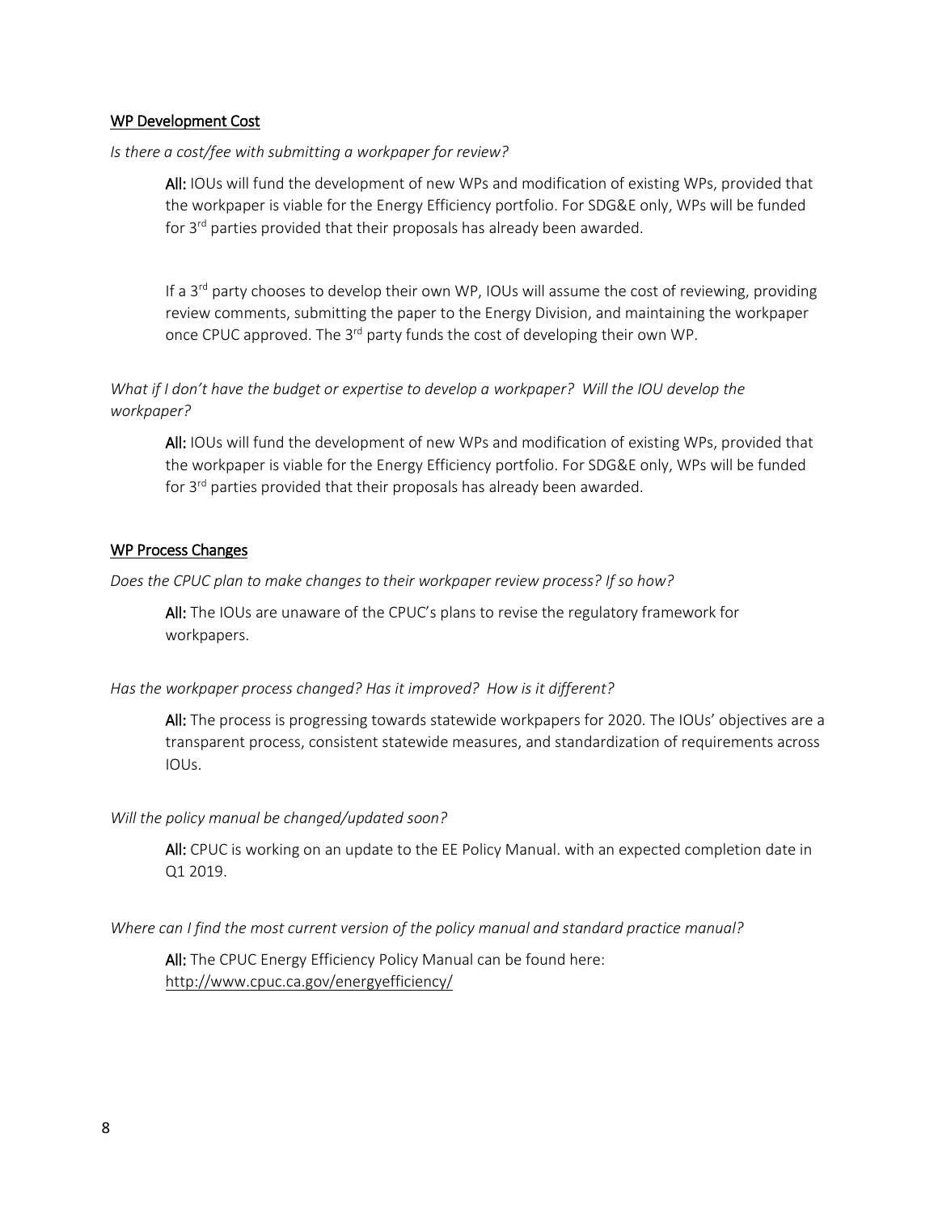<u>WP Development Cost</u>

*Is there a cost/fee with submitting a workpaper for review?*

> **All:** IOUs will fund the development of new WPs and modification of existing WPs, provided that the workpaper is viable for the Energy Efficiency portfolio. For SDG&E only, WPs will be funded for 3rd parties provided that their proposals has already been awarded.
>
> If a 3rd party chooses to develop their own WP, IOUs will assume the cost of reviewing, providing review comments, submitting the paper to the Energy Division, and maintaining the workpaper once CPUC approved. The 3rd party funds the cost of developing their own WP.

*What if I don't have the budget or expertise to develop a workpaper? Will the IOU develop the workpaper?*

> **All:** IOUs will fund the development of new WPs and modification of existing WPs, provided that the workpaper is viable for the Energy Efficiency portfolio. For SDG&E only, WPs will be funded for 3rd parties provided that their proposals has already been awarded.

<u>WP Process Changes</u>

*Does the CPUC plan to make changes to their workpaper review process? If so how?*

> **All:** The IOUs are unaware of the CPUC's plans to revise the regulatory framework for workpapers.

*Has the workpaper process changed? Has it improved? How is it different?*

> **All:** The process is progressing towards statewide workpapers for 2020. The IOUs' objectives are a transparent process, consistent statewide measures, and standardization of requirements across IOUs.

*Will the policy manual be changed/updated soon?*

> **All:** CPUC is working on an update to the EE Policy Manual. with an expected completion date in Q1 2019.

*Where can I find the most current version of the policy manual and standard practice manual?*

> **All:** The CPUC Energy Efficiency Policy Manual can be found here: http://www.cpuc.ca.gov/energyefficiency/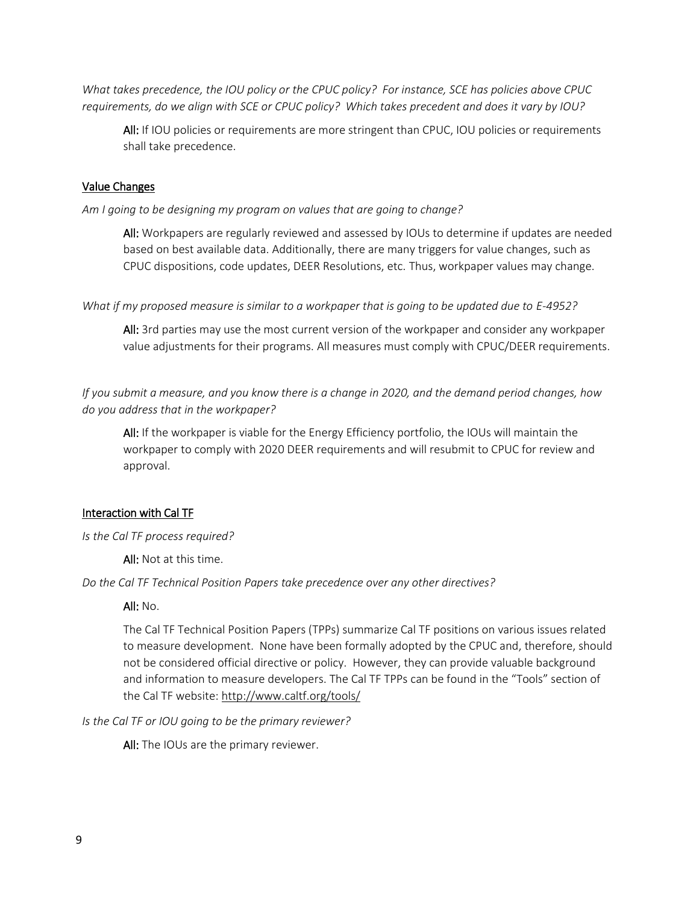*What takes precedence, the IOU policy or the CPUC policy? For instance, SCE has policies above CPUC requirements, do we align with SCE or CPUC policy? Which takes precedent and does it vary by IOU?*

> **All:** If IOU policies or requirements are more stringent than CPUC, IOU policies or requirements shall take precedence.

## Value Changes

*Am I going to be designing my program on values that are going to change?*

> **All:** Workpapers are regularly reviewed and assessed by IOUs to determine if updates are needed based on best available data. Additionally, there are many triggers for value changes, such as CPUC dispositions, code updates, DEER Resolutions, etc. Thus, workpaper values may change.

*What if my proposed measure is similar to a workpaper that is going to be updated due to E-4952?*

> **All:** 3rd parties may use the most current version of the workpaper and consider any workpaper value adjustments for their programs. All measures must comply with CPUC/DEER requirements.

*If you submit a measure, and you know there is a change in 2020, and the demand period changes, how do you address that in the workpaper?*

> **All:** If the workpaper is viable for the Energy Efficiency portfolio, the IOUs will maintain the workpaper to comply with 2020 DEER requirements and will resubmit to CPUC for review and approval.

## Interaction with Cal TF

*Is the Cal TF process required?*

> **All:** Not at this time.

*Do the Cal TF Technical Position Papers take precedence over any other directives?*

> **All:** No.
>
> The Cal TF Technical Position Papers (TPPs) summarize Cal TF positions on various issues related to measure development. None have been formally adopted by the CPUC and, therefore, should not be considered official directive or policy. However, they can provide valuable background and information to measure developers. The Cal TF TPPs can be found in the "Tools" section of the Cal TF website: http://www.caltf.org/tools/

*Is the Cal TF or IOU going to be the primary reviewer?*

> **All:** The IOUs are the primary reviewer.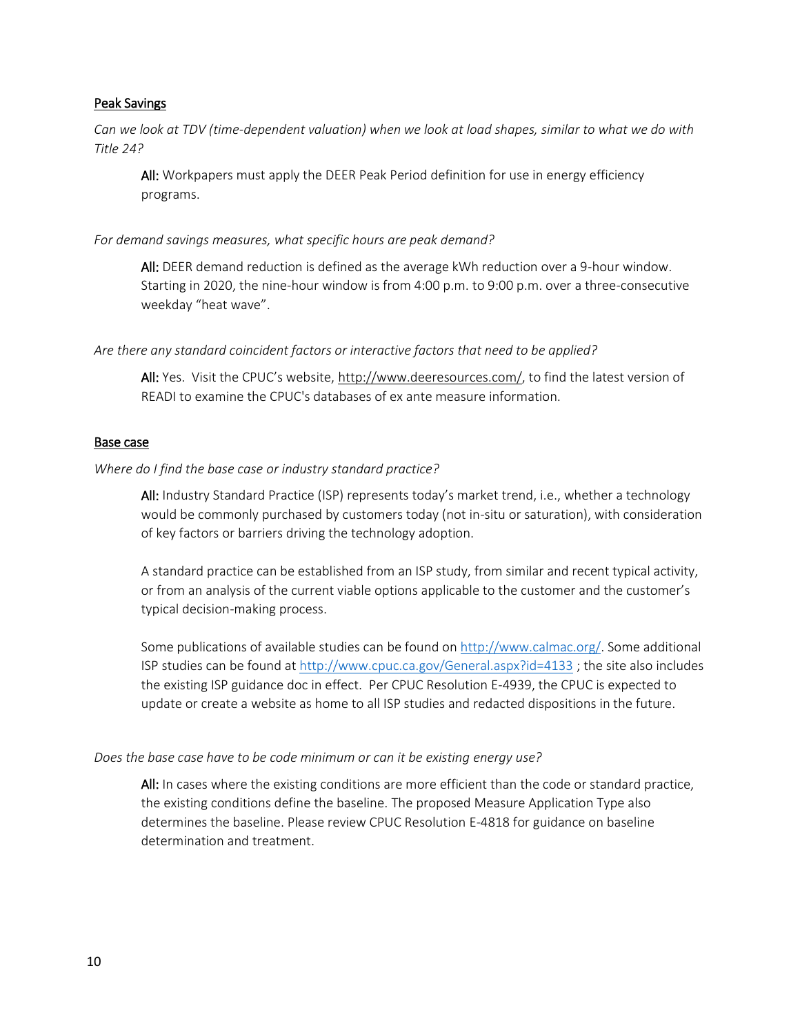## Peak Savings

*Can we look at TDV (time-dependent valuation) when we look at load shapes, similar to what we do with Title 24?*

> **All:** Workpapers must apply the DEER Peak Period definition for use in energy efficiency programs.

*For demand savings measures, what specific hours are peak demand?*

> **All:** DEER demand reduction is defined as the average kWh reduction over a 9-hour window. Starting in 2020, the nine-hour window is from 4:00 p.m. to 9:00 p.m. over a three-consecutive weekday "heat wave".

*Are there any standard coincident factors or interactive factors that need to be applied?*

> **All:** Yes. Visit the CPUC's website, http://www.deeresources.com/, to find the latest version of READI to examine the CPUC's databases of ex ante measure information.

## Base case

*Where do I find the base case or industry standard practice?*

> **All:** Industry Standard Practice (ISP) represents today's market trend, i.e., whether a technology would be commonly purchased by customers today (not in-situ or saturation), with consideration of key factors or barriers driving the technology adoption.
>
> A standard practice can be established from an ISP study, from similar and recent typical activity, or from an analysis of the current viable options applicable to the customer and the customer's typical decision-making process.
>
> Some publications of available studies can be found on http://www.calmac.org/. Some additional ISP studies can be found at http://www.cpuc.ca.gov/General.aspx?id=4133 ; the site also includes the existing ISP guidance doc in effect. Per CPUC Resolution E-4939, the CPUC is expected to update or create a website as home to all ISP studies and redacted dispositions in the future.

*Does the base case have to be code minimum or can it be existing energy use?*

> **All:** In cases where the existing conditions are more efficient than the code or standard practice, the existing conditions define the baseline. The proposed Measure Application Type also determines the baseline. Please review CPUC Resolution E-4818 for guidance on baseline determination and treatment.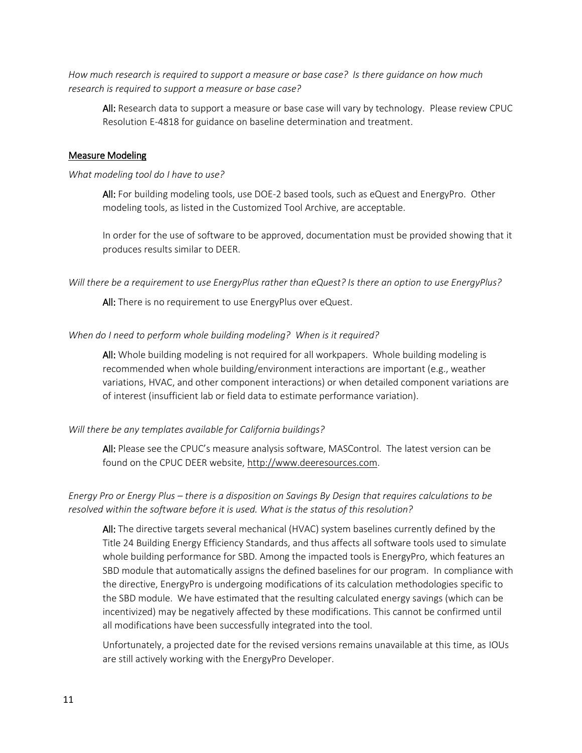*How much research is required to support a measure or base case? Is there guidance on how much research is required to support a measure or base case?*

> **All:** Research data to support a measure or base case will vary by technology. Please review CPUC Resolution E-4818 for guidance on baseline determination and treatment.

## Measure Modeling

*What modeling tool do I have to use?*

> **All:** For building modeling tools, use DOE-2 based tools, such as eQuest and EnergyPro. Other modeling tools, as listed in the Customized Tool Archive, are acceptable.
>
> In order for the use of software to be approved, documentation must be provided showing that it produces results similar to DEER.

*Will there be a requirement to use EnergyPlus rather than eQuest? Is there an option to use EnergyPlus?*

> **All:** There is no requirement to use EnergyPlus over eQuest.

*When do I need to perform whole building modeling? When is it required?*

> **All:** Whole building modeling is not required for all workpapers. Whole building modeling is recommended when whole building/environment interactions are important (e.g., weather variations, HVAC, and other component interactions) or when detailed component variations are of interest (insufficient lab or field data to estimate performance variation).

*Will there be any templates available for California buildings?*

> **All:** Please see the CPUC's measure analysis software, MASControl. The latest version can be found on the CPUC DEER website, http://www.deeresources.com.

*Energy Pro or Energy Plus – there is a disposition on Savings By Design that requires calculations to be resolved within the software before it is used. What is the status of this resolution?*

> **All:** The directive targets several mechanical (HVAC) system baselines currently defined by the Title 24 Building Energy Efficiency Standards, and thus affects all software tools used to simulate whole building performance for SBD. Among the impacted tools is EnergyPro, which features an SBD module that automatically assigns the defined baselines for our program. In compliance with the directive, EnergyPro is undergoing modifications of its calculation methodologies specific to the SBD module. We have estimated that the resulting calculated energy savings (which can be incentivized) may be negatively affected by these modifications. This cannot be confirmed until all modifications have been successfully integrated into the tool.
>
> Unfortunately, a projected date for the revised versions remains unavailable at this time, as IOUs are still actively working with the EnergyPro Developer.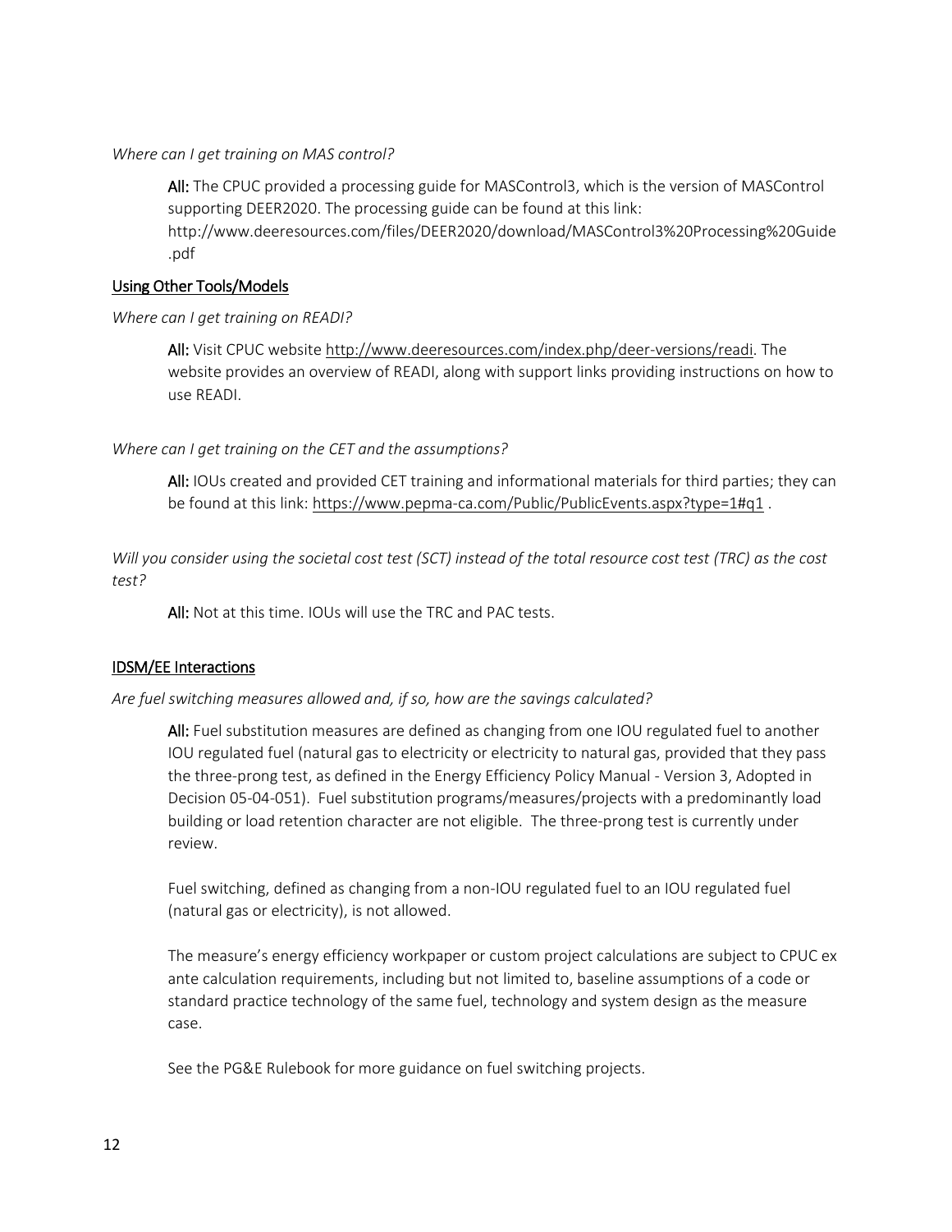*Where can I get training on MAS control?*

> **All:** The CPUC provided a processing guide for MASControl3, which is the version of MASControl supporting DEER2020. The processing guide can be found at this link: http://www.deeresources.com/files/DEER2020/download/MASControl3%20Processing%20Guide.pdf

## Using Other Tools/Models

*Where can I get training on READI?*

> **All:** Visit CPUC website http://www.deeresources.com/index.php/deer-versions/readi. The website provides an overview of READI, along with support links providing instructions on how to use READI.

*Where can I get training on the CET and the assumptions?*

> **All:** IOUs created and provided CET training and informational materials for third parties; they can be found at this link: https://www.pepma-ca.com/Public/PublicEvents.aspx?type=1#q1 .

*Will you consider using the societal cost test (SCT) instead of the total resource cost test (TRC) as the cost test?*

> **All:** Not at this time. IOUs will use the TRC and PAC tests.

## IDSM/EE Interactions

*Are fuel switching measures allowed and, if so, how are the savings calculated?*

> **All:** Fuel substitution measures are defined as changing from one IOU regulated fuel to another IOU regulated fuel (natural gas to electricity or electricity to natural gas, provided that they pass the three-prong test, as defined in the Energy Efficiency Policy Manual - Version 3, Adopted in Decision 05-04-051). Fuel substitution programs/measures/projects with a predominantly load building or load retention character are not eligible. The three-prong test is currently under review.
>
> Fuel switching, defined as changing from a non-IOU regulated fuel to an IOU regulated fuel (natural gas or electricity), is not allowed.
>
> The measure's energy efficiency workpaper or custom project calculations are subject to CPUC ex ante calculation requirements, including but not limited to, baseline assumptions of a code or standard practice technology of the same fuel, technology and system design as the measure case.
>
> See the PG&E Rulebook for more guidance on fuel switching projects.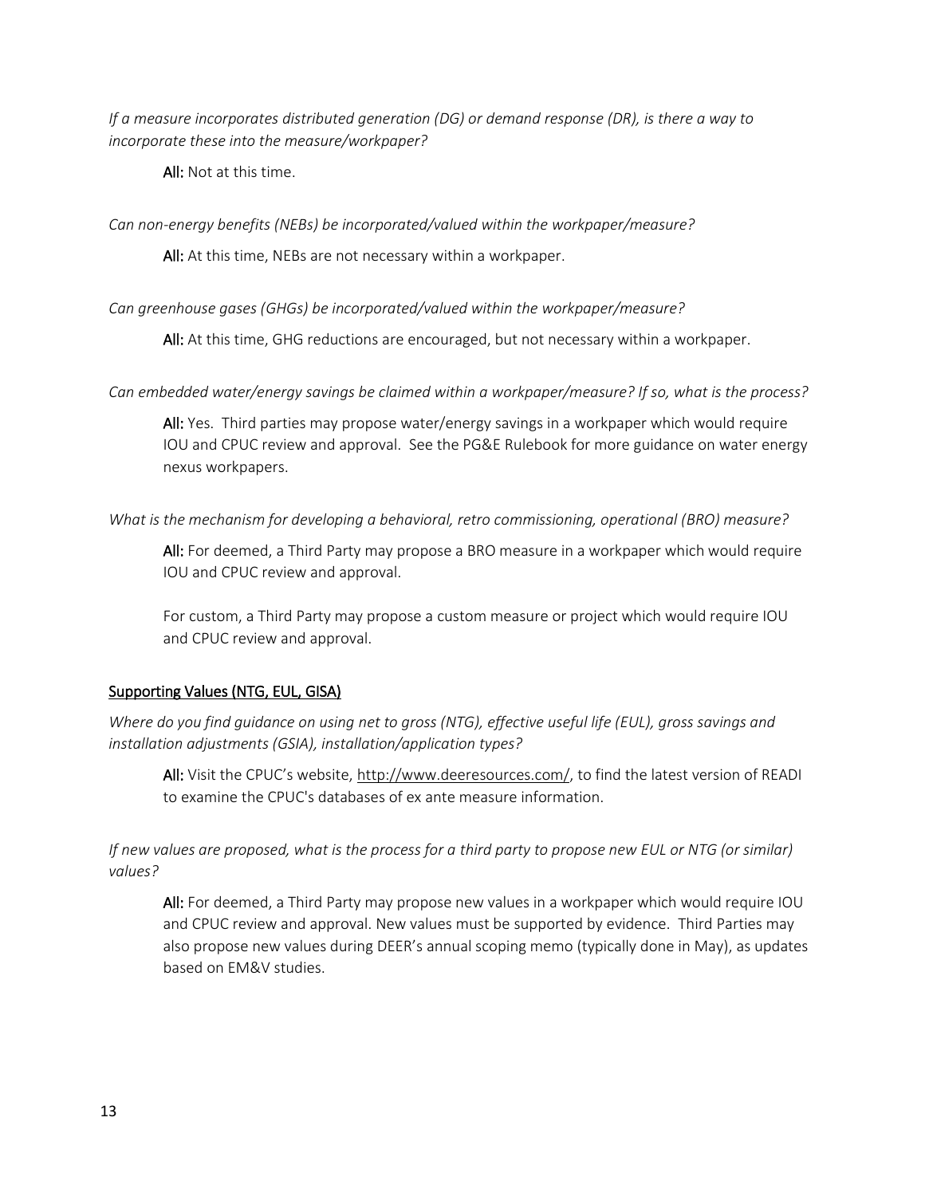*If a measure incorporates distributed generation (DG) or demand response (DR), is there a way to incorporate these into the measure/workpaper?*

**All:** Not at this time.

*Can non-energy benefits (NEBs) be incorporated/valued within the workpaper/measure?*

**All:** At this time, NEBs are not necessary within a workpaper.

*Can greenhouse gases (GHGs) be incorporated/valued within the workpaper/measure?*

**All:** At this time, GHG reductions are encouraged, but not necessary within a workpaper.

*Can embedded water/energy savings be claimed within a workpaper/measure? If so, what is the process?*

**All:** Yes. Third parties may propose water/energy savings in a workpaper which would require IOU and CPUC review and approval. See the PG&E Rulebook for more guidance on water energy nexus workpapers.

*What is the mechanism for developing a behavioral, retro commissioning, operational (BRO) measure?*

**All:** For deemed, a Third Party may propose a BRO measure in a workpaper which would require IOU and CPUC review and approval.

For custom, a Third Party may propose a custom measure or project which would require IOU and CPUC review and approval.

## Supporting Values (NTG, EUL, GISA)

*Where do you find guidance on using net to gross (NTG), effective useful life (EUL), gross savings and installation adjustments (GSIA), installation/application types?*

**All:** Visit the CPUC's website, http://www.deeresources.com/, to find the latest version of READI to examine the CPUC's databases of ex ante measure information.

*If new values are proposed, what is the process for a third party to propose new EUL or NTG (or similar) values?*

**All:** For deemed, a Third Party may propose new values in a workpaper which would require IOU and CPUC review and approval. New values must be supported by evidence. Third Parties may also propose new values during DEER's annual scoping memo (typically done in May), as updates based on EM&V studies.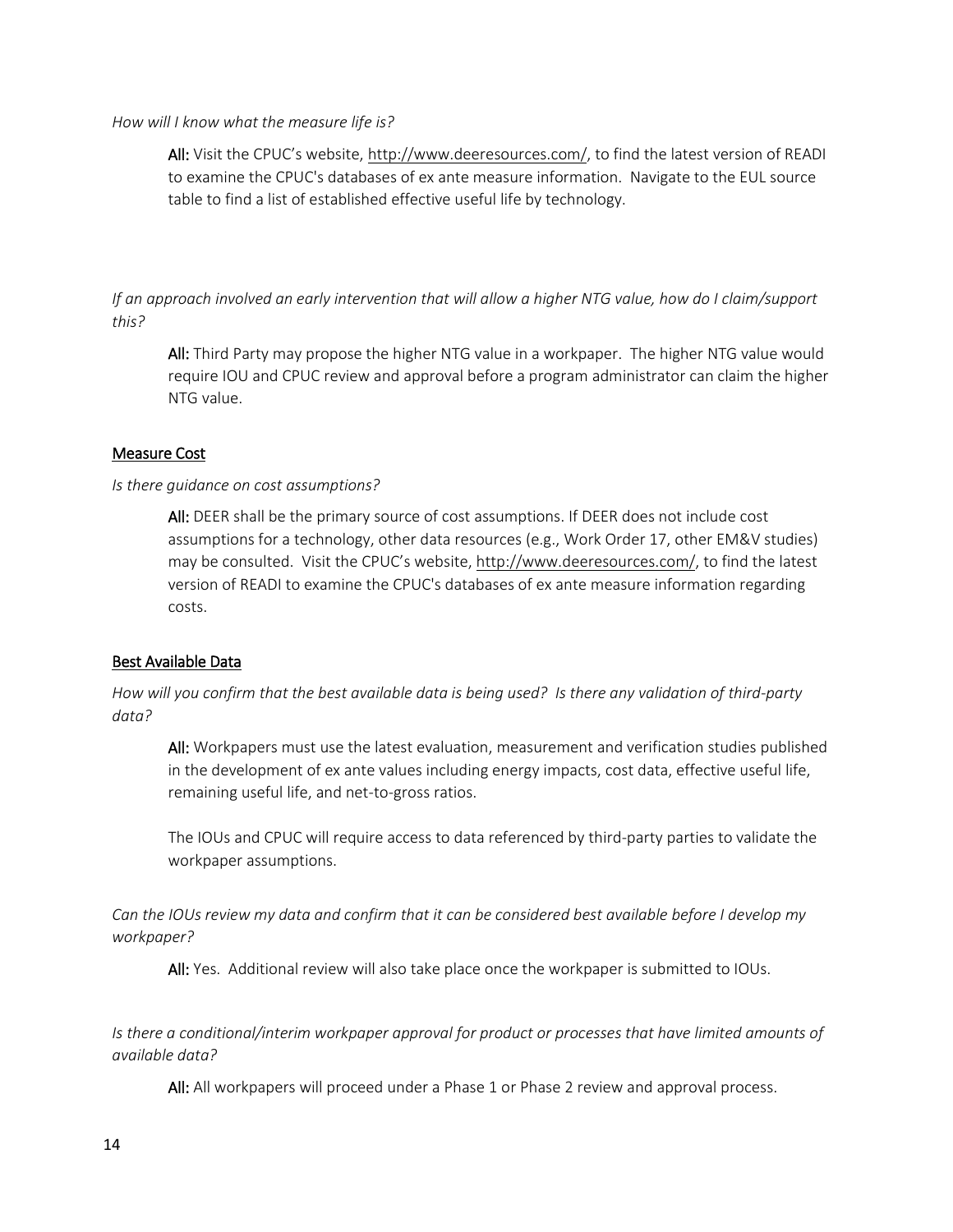*How will I know what the measure life is?*

> **All:** Visit the CPUC's website, http://www.deeresources.com/, to find the latest version of READI to examine the CPUC's databases of ex ante measure information. Navigate to the EUL source table to find a list of established effective useful life by technology.

*If an approach involved an early intervention that will allow a higher NTG value, how do I claim/support this?*

> **All:** Third Party may propose the higher NTG value in a workpaper. The higher NTG value would require IOU and CPUC review and approval before a program administrator can claim the higher NTG value.

## Measure Cost

*Is there guidance on cost assumptions?*

> **All:** DEER shall be the primary source of cost assumptions. If DEER does not include cost assumptions for a technology, other data resources (e.g., Work Order 17, other EM&V studies) may be consulted. Visit the CPUC's website, http://www.deeresources.com/, to find the latest version of READI to examine the CPUC's databases of ex ante measure information regarding costs.

## Best Available Data

*How will you confirm that the best available data is being used? Is there any validation of third-party data?*

> **All:** Workpapers must use the latest evaluation, measurement and verification studies published in the development of ex ante values including energy impacts, cost data, effective useful life, remaining useful life, and net-to-gross ratios.
>
> The IOUs and CPUC will require access to data referenced by third-party parties to validate the workpaper assumptions.

*Can the IOUs review my data and confirm that it can be considered best available before I develop my workpaper?*

> **All:** Yes. Additional review will also take place once the workpaper is submitted to IOUs.

*Is there a conditional/interim workpaper approval for product or processes that have limited amounts of available data?*

> **All:** All workpapers will proceed under a Phase 1 or Phase 2 review and approval process.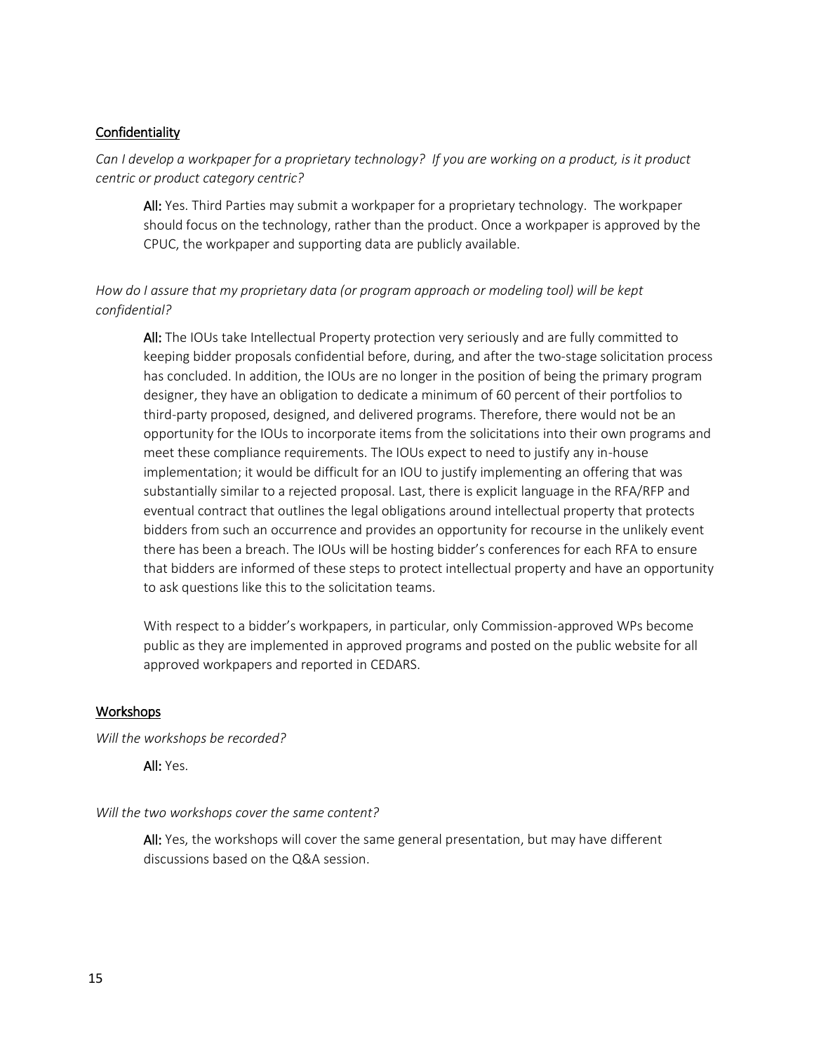## Confidentiality

*Can I develop a workpaper for a proprietary technology? If you are working on a product, is it product centric or product category centric?*

**All:** Yes. Third Parties may submit a workpaper for a proprietary technology. The workpaper should focus on the technology, rather than the product. Once a workpaper is approved by the CPUC, the workpaper and supporting data are publicly available.

*How do I assure that my proprietary data (or program approach or modeling tool) will be kept confidential?*

**All:** The IOUs take Intellectual Property protection very seriously and are fully committed to keeping bidder proposals confidential before, during, and after the two-stage solicitation process has concluded. In addition, the IOUs are no longer in the position of being the primary program designer, they have an obligation to dedicate a minimum of 60 percent of their portfolios to third-party proposed, designed, and delivered programs. Therefore, there would not be an opportunity for the IOUs to incorporate items from the solicitations into their own programs and meet these compliance requirements. The IOUs expect to need to justify any in-house implementation; it would be difficult for an IOU to justify implementing an offering that was substantially similar to a rejected proposal. Last, there is explicit language in the RFA/RFP and eventual contract that outlines the legal obligations around intellectual property that protects bidders from such an occurrence and provides an opportunity for recourse in the unlikely event there has been a breach. The IOUs will be hosting bidder's conferences for each RFA to ensure that bidders are informed of these steps to protect intellectual property and have an opportunity to ask questions like this to the solicitation teams.

With respect to a bidder's workpapers, in particular, only Commission-approved WPs become public as they are implemented in approved programs and posted on the public website for all approved workpapers and reported in CEDARS.

## Workshops

*Will the workshops be recorded?*

**All:** Yes.

*Will the two workshops cover the same content?*

**All:** Yes, the workshops will cover the same general presentation, but may have different discussions based on the Q&A session.